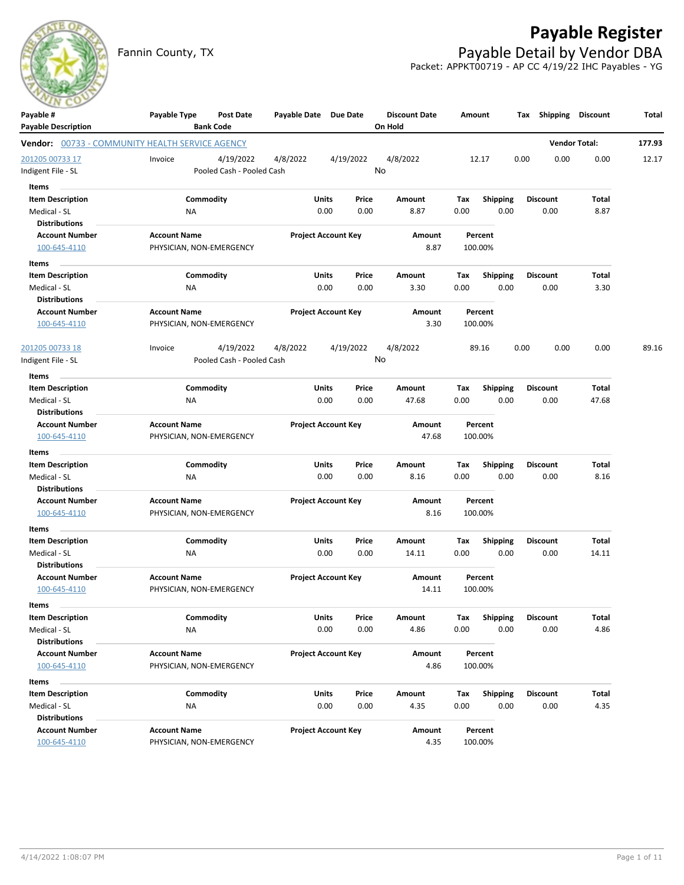# Payable Register

## Payable Detail by Vendor DBA

Fannin County, TX

Packet: APPKT00719 - AP CC 4/19/22 IHC Payables - YG

| Payable # | Payable Type | Post Date | Payable Date | Due Date | Discount Date | Amount | Tax | Shipping | Discount | Total |
|---|---|---|---|---|---|---|---|---|---|---|
| Payable Description | | Bank Code | | | On Hold | | | | | |

**Vendor:** 00733 - COMMUNITY HEALTH SERVICE AGENCY — **Vendor Total:** 177.93

| Payable # | Payable Type | Post Date | Payable Date | Due Date | Discount Date | Amount | Tax | Shipping | Discount | Total |
|---|---|---|---|---|---|---|---|---|---|---|
| 201205 00733 17 | Invoice | 4/19/2022 | 4/8/2022 | 4/19/2022 | 4/8/2022 | 12.17 | 0.00 | 0.00 | 0.00 | 12.17 |
| Indigent File - SL | | Pooled Cash - Pooled Cash | | | No | | | | | |

**Items**

| Item Description | Commodity | Units | Price | Amount | Tax | Shipping | Discount | Total |
|---|---|---|---|---|---|---|---|---|
| Medical - SL | NA | 0.00 | 0.00 | 8.87 | 0.00 | 0.00 | 0.00 | 8.87 |

**Distributions**

| Account Number | Account Name | Project Account Key | Amount | Percent |
|---|---|---|---|---|
| 100-645-4110 | PHYSICIAN, NON-EMERGENCY | | 8.87 | 100.00% |

**Items**

| Item Description | Commodity | Units | Price | Amount | Tax | Shipping | Discount | Total |
|---|---|---|---|---|---|---|---|---|
| Medical - SL | NA | 0.00 | 0.00 | 3.30 | 0.00 | 0.00 | 0.00 | 3.30 |

**Distributions**

| Account Number | Account Name | Project Account Key | Amount | Percent |
|---|---|---|---|---|
| 100-645-4110 | PHYSICIAN, NON-EMERGENCY | | 3.30 | 100.00% |

| Payable # | Payable Type | Post Date | Payable Date | Due Date | Discount Date | Amount | Tax | Shipping | Discount | Total |
|---|---|---|---|---|---|---|---|---|---|---|
| 201205 00733 18 | Invoice | 4/19/2022 | 4/8/2022 | 4/19/2022 | 4/8/2022 | 89.16 | 0.00 | 0.00 | 0.00 | 89.16 |
| Indigent File - SL | | Pooled Cash - Pooled Cash | | | No | | | | | |

**Items**

| Item Description | Commodity | Units | Price | Amount | Tax | Shipping | Discount | Total |
|---|---|---|---|---|---|---|---|---|
| Medical - SL | NA | 0.00 | 0.00 | 47.68 | 0.00 | 0.00 | 0.00 | 47.68 |

**Distributions**

| Account Number | Account Name | Project Account Key | Amount | Percent |
|---|---|---|---|---|
| 100-645-4110 | PHYSICIAN, NON-EMERGENCY | | 47.68 | 100.00% |

**Items**

| Item Description | Commodity | Units | Price | Amount | Tax | Shipping | Discount | Total |
|---|---|---|---|---|---|---|---|---|
| Medical - SL | NA | 0.00 | 0.00 | 8.16 | 0.00 | 0.00 | 0.00 | 8.16 |

**Distributions**

| Account Number | Account Name | Project Account Key | Amount | Percent |
|---|---|---|---|---|
| 100-645-4110 | PHYSICIAN, NON-EMERGENCY | | 8.16 | 100.00% |

**Items**

| Item Description | Commodity | Units | Price | Amount | Tax | Shipping | Discount | Total |
|---|---|---|---|---|---|---|---|---|
| Medical - SL | NA | 0.00 | 0.00 | 14.11 | 0.00 | 0.00 | 0.00 | 14.11 |

**Distributions**

| Account Number | Account Name | Project Account Key | Amount | Percent |
|---|---|---|---|---|
| 100-645-4110 | PHYSICIAN, NON-EMERGENCY | | 14.11 | 100.00% |

**Items**

| Item Description | Commodity | Units | Price | Amount | Tax | Shipping | Discount | Total |
|---|---|---|---|---|---|---|---|---|
| Medical - SL | NA | 0.00 | 0.00 | 4.86 | 0.00 | 0.00 | 0.00 | 4.86 |

**Distributions**

| Account Number | Account Name | Project Account Key | Amount | Percent |
|---|---|---|---|---|
| 100-645-4110 | PHYSICIAN, NON-EMERGENCY | | 4.86 | 100.00% |

**Items**

| Item Description | Commodity | Units | Price | Amount | Tax | Shipping | Discount | Total |
|---|---|---|---|---|---|---|---|---|
| Medical - SL | NA | 0.00 | 0.00 | 4.35 | 0.00 | 0.00 | 0.00 | 4.35 |

**Distributions**

| Account Number | Account Name | Project Account Key | Amount | Percent |
|---|---|---|---|---|
| 100-645-4110 | PHYSICIAN, NON-EMERGENCY | | 4.35 | 100.00% |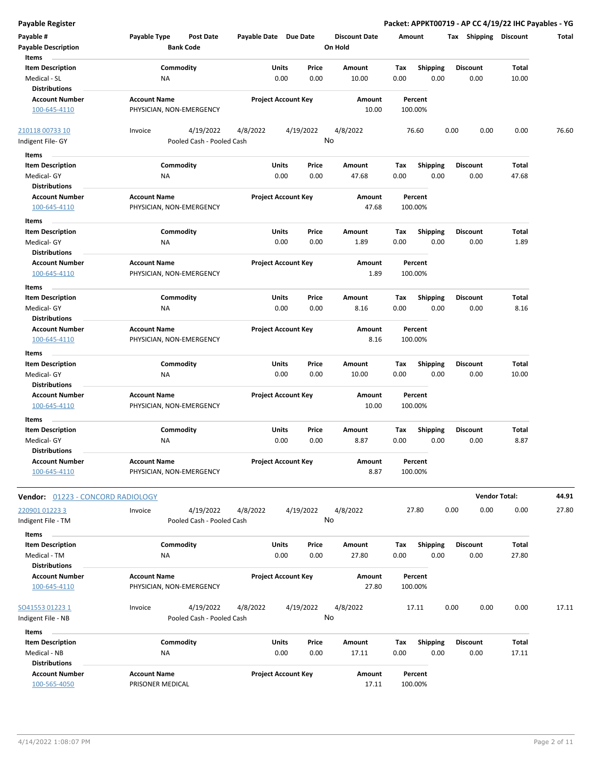**Payable Register** | **Packet: APPKT00719 - AP CC 4/19/22 IHC Payables - YG**

| Payable # | Payable Type | Post Date | Payable Date | Due Date | Discount Date | Amount | Tax | Shipping | Discount | Total |
|---|---|---|---|---|---|---|---|---|---|---|
| Payable Description | | Bank Code | | | On Hold | | | | | |

**Items**

| Item Description | Commodity | Units | Price | Amount | Tax | Shipping | Discount | Total |
|---|---|---|---|---|---|---|---|---|
| Medical - SL | NA | 0.00 | 0.00 | 10.00 | 0.00 | 0.00 | 0.00 | 10.00 |

**Distributions**

| Account Number | Account Name | Project Account Key | Amount | Percent |
|---|---|---|---|---|
| 100-645-4110 | PHYSICIAN, NON-EMERGENCY | | 10.00 | 100.00% |

| Payable # | Payable Type | Post Date | Payable Date | Due Date | Discount Date | Amount | Tax | Shipping | Discount | Total |
|---|---|---|---|---|---|---|---|---|---|---|
| 210118 00733 10 | Invoice | 4/19/2022 | 4/8/2022 | 4/19/2022 | 4/8/2022 | 76.60 | 0.00 | 0.00 | 0.00 | 76.60 |
| Indigent File- GY | | Pooled Cash - Pooled Cash | | | No | | | | | |

**Items**

| Item Description | Commodity | Units | Price | Amount | Tax | Shipping | Discount | Total |
|---|---|---|---|---|---|---|---|---|
| Medical- GY | NA | 0.00 | 0.00 | 47.68 | 0.00 | 0.00 | 0.00 | 47.68 |

**Distributions**

| Account Number | Account Name | Project Account Key | Amount | Percent |
|---|---|---|---|---|
| 100-645-4110 | PHYSICIAN, NON-EMERGENCY | | 47.68 | 100.00% |

**Items**

| Item Description | Commodity | Units | Price | Amount | Tax | Shipping | Discount | Total |
|---|---|---|---|---|---|---|---|---|
| Medical- GY | NA | 0.00 | 0.00 | 1.89 | 0.00 | 0.00 | 0.00 | 1.89 |

**Distributions**

| Account Number | Account Name | Project Account Key | Amount | Percent |
|---|---|---|---|---|
| 100-645-4110 | PHYSICIAN, NON-EMERGENCY | | 1.89 | 100.00% |

**Items**

| Item Description | Commodity | Units | Price | Amount | Tax | Shipping | Discount | Total |
|---|---|---|---|---|---|---|---|---|
| Medical- GY | NA | 0.00 | 0.00 | 8.16 | 0.00 | 0.00 | 0.00 | 8.16 |

**Distributions**

| Account Number | Account Name | Project Account Key | Amount | Percent |
|---|---|---|---|---|
| 100-645-4110 | PHYSICIAN, NON-EMERGENCY | | 8.16 | 100.00% |

**Items**

| Item Description | Commodity | Units | Price | Amount | Tax | Shipping | Discount | Total |
|---|---|---|---|---|---|---|---|---|
| Medical- GY | NA | 0.00 | 0.00 | 10.00 | 0.00 | 0.00 | 0.00 | 10.00 |

**Distributions**

| Account Number | Account Name | Project Account Key | Amount | Percent |
|---|---|---|---|---|
| 100-645-4110 | PHYSICIAN, NON-EMERGENCY | | 10.00 | 100.00% |

**Items**

| Item Description | Commodity | Units | Price | Amount | Tax | Shipping | Discount | Total |
|---|---|---|---|---|---|---|---|---|
| Medical- GY | NA | 0.00 | 0.00 | 8.87 | 0.00 | 0.00 | 0.00 | 8.87 |

**Distributions**

| Account Number | Account Name | Project Account Key | Amount | Percent |
|---|---|---|---|---|
| 100-645-4110 | PHYSICIAN, NON-EMERGENCY | | 8.87 | 100.00% |

**Vendor:** 01223 - CONCORD RADIOLOGY — **Vendor Total: 44.91**

| Payable # | Payable Type | Post Date | Payable Date | Due Date | Discount Date | Amount | Tax | Shipping | Discount | Total |
|---|---|---|---|---|---|---|---|---|---|---|
| 220901 01223 3 | Invoice | 4/19/2022 | 4/8/2022 | 4/19/2022 | 4/8/2022 | 27.80 | 0.00 | 0.00 | 0.00 | 27.80 |
| Indigent File - TM | | Pooled Cash - Pooled Cash | | | No | | | | | |

**Items**

| Item Description | Commodity | Units | Price | Amount | Tax | Shipping | Discount | Total |
|---|---|---|---|---|---|---|---|---|
| Medical - TM | NA | 0.00 | 0.00 | 27.80 | 0.00 | 0.00 | 0.00 | 27.80 |

**Distributions**

| Account Number | Account Name | Project Account Key | Amount | Percent |
|---|---|---|---|---|
| 100-645-4110 | PHYSICIAN, NON-EMERGENCY | | 27.80 | 100.00% |

| Payable # | Payable Type | Post Date | Payable Date | Due Date | Discount Date | Amount | Tax | Shipping | Discount | Total |
|---|---|---|---|---|---|---|---|---|---|---|
| SO41553 01223 1 | Invoice | 4/19/2022 | 4/8/2022 | 4/19/2022 | 4/8/2022 | 17.11 | 0.00 | 0.00 | 0.00 | 17.11 |
| Indigent File - NB | | Pooled Cash - Pooled Cash | | | No | | | | | |

**Items**

| Item Description | Commodity | Units | Price | Amount | Tax | Shipping | Discount | Total |
|---|---|---|---|---|---|---|---|---|
| Medical - NB | NA | 0.00 | 0.00 | 17.11 | 0.00 | 0.00 | 0.00 | 17.11 |

**Distributions**

| Account Number | Account Name | Project Account Key | Amount | Percent |
|---|---|---|---|---|
| 100-565-4050 | PRISONER MEDICAL | | 17.11 | 100.00% |

4/14/2022 1:08:07 PM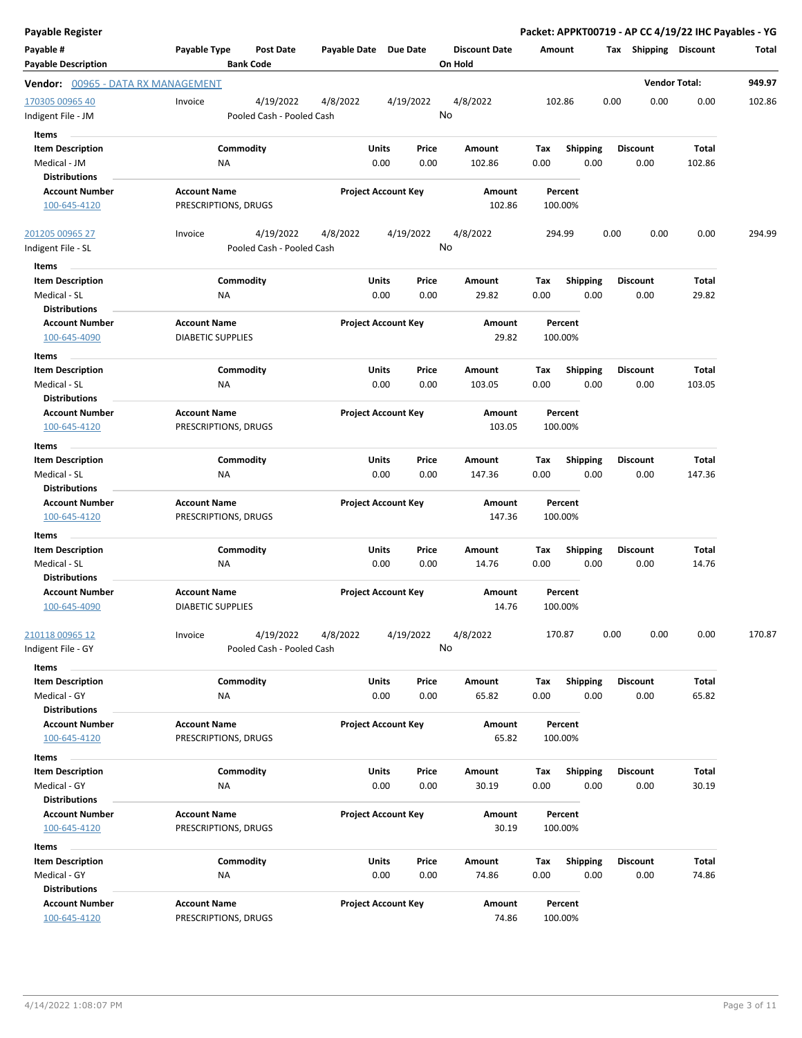**Payable Register**

**Packet: APPKT00719 - AP CC 4/19/22 IHC Payables - YG**

| Payable # / Payable Description | Payable Type | Post Date / Bank Code | Payable Date | Due Date | Discount Date / On Hold | Amount | Tax | Shipping | Discount | Total |
|---|---|---|---|---|---|---|---|---|---|---|

**Vendor: 00965 - DATA RX MANAGEMENT** — **Vendor Total: 949.97**

| Payable # | Payable Type | Post Date | Payable Date | Due Date | Discount Date | Amount | Tax | Shipping | Discount | Total |
|---|---|---|---|---|---|---|---|---|---|---|
| 170305 00965 40 | Invoice | 4/19/2022 | 4/8/2022 | 4/19/2022 | 4/8/2022 | 102.86 | 0.00 | 0.00 | 0.00 | 102.86 |
| Indigent File - JM | | Pooled Cash - Pooled Cash | | | No | | | | | |

**Items**

| Item Description | Commodity | Units | Price | Amount | Tax | Shipping | Discount | Total |
|---|---|---|---|---|---|---|---|---|
| Medical - JM | NA | 0.00 | 0.00 | 102.86 | 0.00 | 0.00 | 0.00 | 102.86 |

**Distributions**

| Account Number | Account Name | Project Account Key | Amount | Percent |
|---|---|---|---|---|
| 100-645-4120 | PRESCRIPTIONS, DRUGS | | 102.86 | 100.00% |

| Payable # | Payable Type | Post Date | Payable Date | Due Date | Discount Date | Amount | Tax | Shipping | Discount | Total |
|---|---|---|---|---|---|---|---|---|---|---|
| 201205 00965 27 | Invoice | 4/19/2022 | 4/8/2022 | 4/19/2022 | 4/8/2022 | 294.99 | 0.00 | 0.00 | 0.00 | 294.99 |
| Indigent File - SL | | Pooled Cash - Pooled Cash | | | No | | | | | |

**Items**

| Item Description | Commodity | Units | Price | Amount | Tax | Shipping | Discount | Total |
|---|---|---|---|---|---|---|---|---|
| Medical - SL | NA | 0.00 | 0.00 | 29.82 | 0.00 | 0.00 | 0.00 | 29.82 |

**Distributions**

| Account Number | Account Name | Project Account Key | Amount | Percent |
|---|---|---|---|---|
| 100-645-4090 | DIABETIC SUPPLIES | | 29.82 | 100.00% |

**Items**

| Item Description | Commodity | Units | Price | Amount | Tax | Shipping | Discount | Total |
|---|---|---|---|---|---|---|---|---|
| Medical - SL | NA | 0.00 | 0.00 | 103.05 | 0.00 | 0.00 | 0.00 | 103.05 |

**Distributions**

| Account Number | Account Name | Project Account Key | Amount | Percent |
|---|---|---|---|---|
| 100-645-4120 | PRESCRIPTIONS, DRUGS | | 103.05 | 100.00% |

**Items**

| Item Description | Commodity | Units | Price | Amount | Tax | Shipping | Discount | Total |
|---|---|---|---|---|---|---|---|---|
| Medical - SL | NA | 0.00 | 0.00 | 147.36 | 0.00 | 0.00 | 0.00 | 147.36 |

**Distributions**

| Account Number | Account Name | Project Account Key | Amount | Percent |
|---|---|---|---|---|
| 100-645-4120 | PRESCRIPTIONS, DRUGS | | 147.36 | 100.00% |

**Items**

| Item Description | Commodity | Units | Price | Amount | Tax | Shipping | Discount | Total |
|---|---|---|---|---|---|---|---|---|
| Medical - SL | NA | 0.00 | 0.00 | 14.76 | 0.00 | 0.00 | 0.00 | 14.76 |

**Distributions**

| Account Number | Account Name | Project Account Key | Amount | Percent |
|---|---|---|---|---|
| 100-645-4090 | DIABETIC SUPPLIES | | 14.76 | 100.00% |

| Payable # | Payable Type | Post Date | Payable Date | Due Date | Discount Date | Amount | Tax | Shipping | Discount | Total |
|---|---|---|---|---|---|---|---|---|---|---|
| 210118 00965 12 | Invoice | 4/19/2022 | 4/8/2022 | 4/19/2022 | 4/8/2022 | 170.87 | 0.00 | 0.00 | 0.00 | 170.87 |
| Indigent File - GY | | Pooled Cash - Pooled Cash | | | No | | | | | |

**Items**

| Item Description | Commodity | Units | Price | Amount | Tax | Shipping | Discount | Total |
|---|---|---|---|---|---|---|---|---|
| Medical - GY | NA | 0.00 | 0.00 | 65.82 | 0.00 | 0.00 | 0.00 | 65.82 |

**Distributions**

| Account Number | Account Name | Project Account Key | Amount | Percent |
|---|---|---|---|---|
| 100-645-4120 | PRESCRIPTIONS, DRUGS | | 65.82 | 100.00% |

**Items**

| Item Description | Commodity | Units | Price | Amount | Tax | Shipping | Discount | Total |
|---|---|---|---|---|---|---|---|---|
| Medical - GY | NA | 0.00 | 0.00 | 30.19 | 0.00 | 0.00 | 0.00 | 30.19 |

**Distributions**

| Account Number | Account Name | Project Account Key | Amount | Percent |
|---|---|---|---|---|
| 100-645-4120 | PRESCRIPTIONS, DRUGS | | 30.19 | 100.00% |

**Items**

| Item Description | Commodity | Units | Price | Amount | Tax | Shipping | Discount | Total |
|---|---|---|---|---|---|---|---|---|
| Medical - GY | NA | 0.00 | 0.00 | 74.86 | 0.00 | 0.00 | 0.00 | 74.86 |

**Distributions**

| Account Number | Account Name | Project Account Key | Amount | Percent |
|---|---|---|---|---|
| 100-645-4120 | PRESCRIPTIONS, DRUGS | | 74.86 | 100.00% |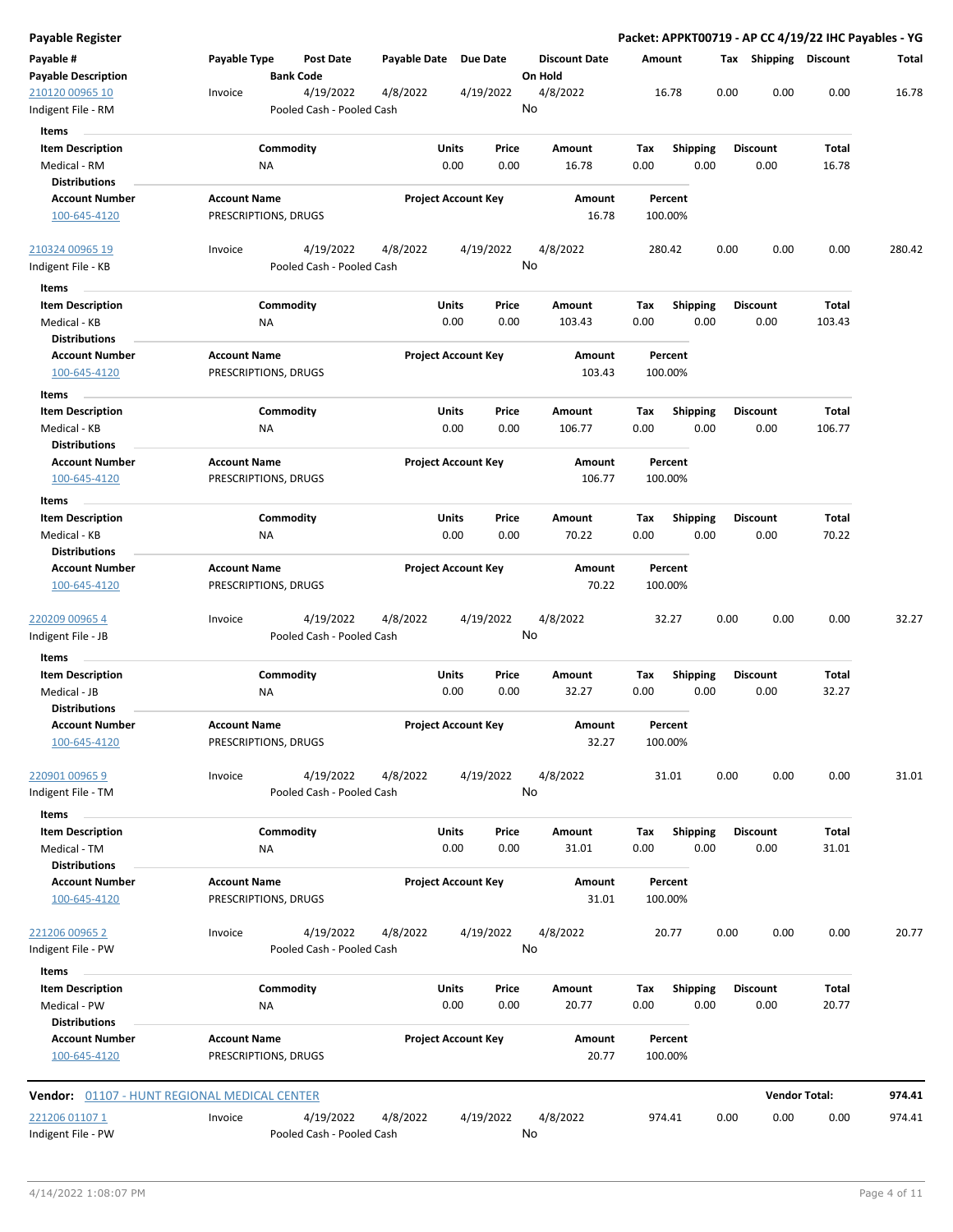**Payable Register** — **Packet: APPKT00719 - AP CC 4/19/22 IHC Payables - YG**

| Payable # / Payable Description | Payable Type | Post Date / Bank Code | Payable Date | Due Date | Discount Date / On Hold | Amount | Tax | Shipping | Discount | Total |
|---|---|---|---|---|---|---|---|---|---|---|
| 210120 00965 10 / Indigent File - RM | Invoice | 4/19/2022 / Pooled Cash - Pooled Cash | 4/8/2022 | 4/19/2022 | 4/8/2022 / No | 16.78 | 0.00 | 0.00 | 0.00 | 16.78 |

Items

| Item Description | Commodity | Units | Price | Amount | Tax | Shipping | Discount | Total |
|---|---|---|---|---|---|---|---|---|
| Medical - RM | NA | 0.00 | 0.00 | 16.78 | 0.00 | 0.00 | 0.00 | 16.78 |

Distributions

| Account Number | Account Name | Project Account Key | Amount | Percent |
|---|---|---|---|---|
| 100-645-4120 | PRESCRIPTIONS, DRUGS | | 16.78 | 100.00% |

| Payable # / Payable Description | Payable Type | Post Date / Bank Code | Payable Date | Due Date | Discount Date / On Hold | Amount | Tax | Shipping | Discount | Total |
|---|---|---|---|---|---|---|---|---|---|---|
| 210324 00965 19 / Indigent File - KB | Invoice | 4/19/2022 / Pooled Cash - Pooled Cash | 4/8/2022 | 4/19/2022 | 4/8/2022 / No | 280.42 | 0.00 | 0.00 | 0.00 | 280.42 |

Items

| Item Description | Commodity | Units | Price | Amount | Tax | Shipping | Discount | Total |
|---|---|---|---|---|---|---|---|---|
| Medical - KB | NA | 0.00 | 0.00 | 103.43 | 0.00 | 0.00 | 0.00 | 103.43 |

Distributions

| Account Number | Account Name | Project Account Key | Amount | Percent |
|---|---|---|---|---|
| 100-645-4120 | PRESCRIPTIONS, DRUGS | | 103.43 | 100.00% |

Items

| Item Description | Commodity | Units | Price | Amount | Tax | Shipping | Discount | Total |
|---|---|---|---|---|---|---|---|---|
| Medical - KB | NA | 0.00 | 0.00 | 106.77 | 0.00 | 0.00 | 0.00 | 106.77 |

Distributions

| Account Number | Account Name | Project Account Key | Amount | Percent |
|---|---|---|---|---|
| 100-645-4120 | PRESCRIPTIONS, DRUGS | | 106.77 | 100.00% |

Items

| Item Description | Commodity | Units | Price | Amount | Tax | Shipping | Discount | Total |
|---|---|---|---|---|---|---|---|---|
| Medical - KB | NA | 0.00 | 0.00 | 70.22 | 0.00 | 0.00 | 0.00 | 70.22 |

Distributions

| Account Number | Account Name | Project Account Key | Amount | Percent |
|---|---|---|---|---|
| 100-645-4120 | PRESCRIPTIONS, DRUGS | | 70.22 | 100.00% |

| Payable # / Payable Description | Payable Type | Post Date / Bank Code | Payable Date | Due Date | Discount Date / On Hold | Amount | Tax | Shipping | Discount | Total |
|---|---|---|---|---|---|---|---|---|---|---|
| 220209 00965 4 / Indigent File - JB | Invoice | 4/19/2022 / Pooled Cash - Pooled Cash | 4/8/2022 | 4/19/2022 | 4/8/2022 / No | 32.27 | 0.00 | 0.00 | 0.00 | 32.27 |

Items

| Item Description | Commodity | Units | Price | Amount | Tax | Shipping | Discount | Total |
|---|---|---|---|---|---|---|---|---|
| Medical - JB | NA | 0.00 | 0.00 | 32.27 | 0.00 | 0.00 | 0.00 | 32.27 |

Distributions

| Account Number | Account Name | Project Account Key | Amount | Percent |
|---|---|---|---|---|
| 100-645-4120 | PRESCRIPTIONS, DRUGS | | 32.27 | 100.00% |

| Payable # / Payable Description | Payable Type | Post Date / Bank Code | Payable Date | Due Date | Discount Date / On Hold | Amount | Tax | Shipping | Discount | Total |
|---|---|---|---|---|---|---|---|---|---|---|
| 220901 00965 9 / Indigent File - TM | Invoice | 4/19/2022 / Pooled Cash - Pooled Cash | 4/8/2022 | 4/19/2022 | 4/8/2022 / No | 31.01 | 0.00 | 0.00 | 0.00 | 31.01 |

Items

| Item Description | Commodity | Units | Price | Amount | Tax | Shipping | Discount | Total |
|---|---|---|---|---|---|---|---|---|
| Medical - TM | NA | 0.00 | 0.00 | 31.01 | 0.00 | 0.00 | 0.00 | 31.01 |

Distributions

| Account Number | Account Name | Project Account Key | Amount | Percent |
|---|---|---|---|---|
| 100-645-4120 | PRESCRIPTIONS, DRUGS | | 31.01 | 100.00% |

| Payable # / Payable Description | Payable Type | Post Date / Bank Code | Payable Date | Due Date | Discount Date / On Hold | Amount | Tax | Shipping | Discount | Total |
|---|---|---|---|---|---|---|---|---|---|---|
| 221206 00965 2 / Indigent File - PW | Invoice | 4/19/2022 / Pooled Cash - Pooled Cash | 4/8/2022 | 4/19/2022 | 4/8/2022 / No | 20.77 | 0.00 | 0.00 | 0.00 | 20.77 |

Items

| Item Description | Commodity | Units | Price | Amount | Tax | Shipping | Discount | Total |
|---|---|---|---|---|---|---|---|---|
| Medical - PW | NA | 0.00 | 0.00 | 20.77 | 0.00 | 0.00 | 0.00 | 20.77 |

Distributions

| Account Number | Account Name | Project Account Key | Amount | Percent |
|---|---|---|---|---|
| 100-645-4120 | PRESCRIPTIONS, DRUGS | | 20.77 | 100.00% |

**Vendor:** 01107 - HUNT REGIONAL MEDICAL CENTER — **Vendor Total: 974.41**

| Payable # / Payable Description | Payable Type | Post Date / Bank Code | Payable Date | Due Date | Discount Date / On Hold | Amount | Tax | Shipping | Discount | Total |
|---|---|---|---|---|---|---|---|---|---|---|
| 221206 01107 1 / Indigent File - PW | Invoice | 4/19/2022 / Pooled Cash - Pooled Cash | 4/8/2022 | 4/19/2022 | 4/8/2022 / No | 974.41 | 0.00 | 0.00 | 0.00 | 974.41 |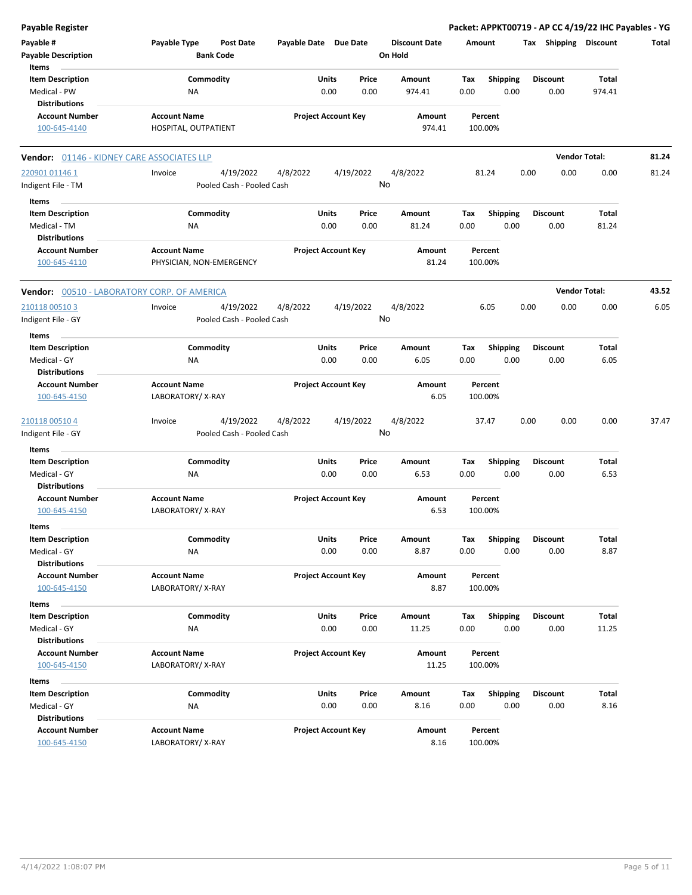# Payable Register

**Packet: APPKT00719 - AP CC 4/19/22 IHC Payables - YG**

| Payable # | Payable Type | Post Date | Payable Date | Due Date | Discount Date | Amount | Tax | Shipping | Discount | Total |
|---|---|---|---|---|---|---|---|---|---|---|
| **Payable Description** | | **Bank Code** | | | **On Hold** | | | | | |

**Items**

| Item Description | Commodity | Units | Price | Amount | Tax | Shipping | Discount | Total |
|---|---|---|---|---|---|---|---|---|
| Medical - PW | NA | 0.00 | 0.00 | 974.41 | 0.00 | 0.00 | 0.00 | 974.41 |

**Distributions**

| Account Number | Account Name | Project Account Key | Amount | Percent |
|---|---|---|---|---|
| 100-645-4140 | HOSPITAL, OUTPATIENT | | 974.41 | 100.00% |

---

**Vendor:** 01146 - KIDNEY CARE ASSOCIATES LLP — **Vendor Total: 81.24**

| Payable # | Payable Type | Post Date | Payable Date | Due Date | Discount Date | Amount | Tax | Shipping | Discount | Total |
|---|---|---|---|---|---|---|---|---|---|---|
| 220901 01146 1 | Invoice | 4/19/2022 | 4/8/2022 | 4/19/2022 | 4/8/2022 | 81.24 | 0.00 | 0.00 | 0.00 | 81.24 |
| Indigent File - TM | | Pooled Cash - Pooled Cash | | | No | | | | | |

**Items**

| Item Description | Commodity | Units | Price | Amount | Tax | Shipping | Discount | Total |
|---|---|---|---|---|---|---|---|---|
| Medical - TM | NA | 0.00 | 0.00 | 81.24 | 0.00 | 0.00 | 0.00 | 81.24 |

**Distributions**

| Account Number | Account Name | Project Account Key | Amount | Percent |
|---|---|---|---|---|
| 100-645-4110 | PHYSICIAN, NON-EMERGENCY | | 81.24 | 100.00% |

---

**Vendor:** 00510 - LABORATORY CORP. OF AMERICA — **Vendor Total: 43.52**

| Payable # | Payable Type | Post Date | Payable Date | Due Date | Discount Date | Amount | Tax | Shipping | Discount | Total |
|---|---|---|---|---|---|---|---|---|---|---|
| 210118 00510 3 | Invoice | 4/19/2022 | 4/8/2022 | 4/19/2022 | 4/8/2022 | 6.05 | 0.00 | 0.00 | 0.00 | 6.05 |
| Indigent File - GY | | Pooled Cash - Pooled Cash | | | No | | | | | |

**Items**

| Item Description | Commodity | Units | Price | Amount | Tax | Shipping | Discount | Total |
|---|---|---|---|---|---|---|---|---|
| Medical - GY | NA | 0.00 | 0.00 | 6.05 | 0.00 | 0.00 | 0.00 | 6.05 |

**Distributions**

| Account Number | Account Name | Project Account Key | Amount | Percent |
|---|---|---|---|---|
| 100-645-4150 | LABORATORY/ X-RAY | | 6.05 | 100.00% |

| Payable # | Payable Type | Post Date | Payable Date | Due Date | Discount Date | Amount | Tax | Shipping | Discount | Total |
|---|---|---|---|---|---|---|---|---|---|---|
| 210118 00510 4 | Invoice | 4/19/2022 | 4/8/2022 | 4/19/2022 | 4/8/2022 | 37.47 | 0.00 | 0.00 | 0.00 | 37.47 |
| Indigent File - GY | | Pooled Cash - Pooled Cash | | | No | | | | | |

**Items**

| Item Description | Commodity | Units | Price | Amount | Tax | Shipping | Discount | Total |
|---|---|---|---|---|---|---|---|---|
| Medical - GY | NA | 0.00 | 0.00 | 6.53 | 0.00 | 0.00 | 0.00 | 6.53 |

**Distributions**

| Account Number | Account Name | Project Account Key | Amount | Percent |
|---|---|---|---|---|
| 100-645-4150 | LABORATORY/ X-RAY | | 6.53 | 100.00% |

**Items**

| Item Description | Commodity | Units | Price | Amount | Tax | Shipping | Discount | Total |
|---|---|---|---|---|---|---|---|---|
| Medical - GY | NA | 0.00 | 0.00 | 8.87 | 0.00 | 0.00 | 0.00 | 8.87 |

**Distributions**

| Account Number | Account Name | Project Account Key | Amount | Percent |
|---|---|---|---|---|
| 100-645-4150 | LABORATORY/ X-RAY | | 8.87 | 100.00% |

**Items**

| Item Description | Commodity | Units | Price | Amount | Tax | Shipping | Discount | Total |
|---|---|---|---|---|---|---|---|---|
| Medical - GY | NA | 0.00 | 0.00 | 11.25 | 0.00 | 0.00 | 0.00 | 11.25 |

**Distributions**

| Account Number | Account Name | Project Account Key | Amount | Percent |
|---|---|---|---|---|
| 100-645-4150 | LABORATORY/ X-RAY | | 11.25 | 100.00% |

**Items**

| Item Description | Commodity | Units | Price | Amount | Tax | Shipping | Discount | Total |
|---|---|---|---|---|---|---|---|---|
| Medical - GY | NA | 0.00 | 0.00 | 8.16 | 0.00 | 0.00 | 0.00 | 8.16 |

**Distributions**

| Account Number | Account Name | Project Account Key | Amount | Percent |
|---|---|---|---|---|
| 100-645-4150 | LABORATORY/ X-RAY | | 8.16 | 100.00% |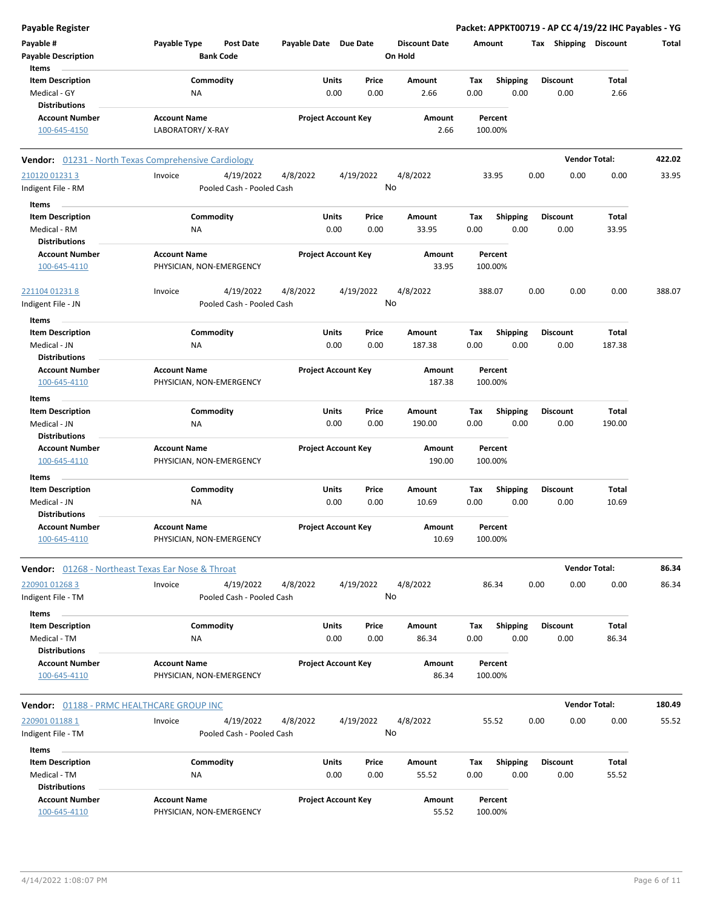**Payable Register** — **Packet: APPKT00719 - AP CC 4/19/22 IHC Payables - YG**

| Payable # | Payable Type | Post Date | Payable Date | Due Date | Discount Date | Amount | Tax | Shipping | Discount | Total |
|---|---|---|---|---|---|---|---|---|---|---|
| Payable Description | | Bank Code | | | On Hold | | | | | |

**Items**

| Item Description | Commodity | Units | Price | Amount | Tax | Shipping | Discount | Total |
|---|---|---|---|---|---|---|---|---|
| Medical - GY | NA | 0.00 | 0.00 | 2.66 | 0.00 | 0.00 | 0.00 | 2.66 |

**Distributions**

| Account Number | Account Name | Project Account Key | Amount | Percent |
|---|---|---|---|---|
| 100-645-4150 | LABORATORY/ X-RAY | | 2.66 | 100.00% |

---

**Vendor: 01231 - North Texas Comprehensive Cardiology** — **Vendor Total: 422.02**

| Payable # | Payable Type | Post Date | Payable Date | Due Date | Discount Date | Amount | Tax | Shipping | Discount | Total |
|---|---|---|---|---|---|---|---|---|---|---|
| 210120 01231 3 | Invoice | 4/19/2022 | 4/8/2022 | 4/19/2022 | 4/8/2022 | 33.95 | 0.00 | 0.00 | 0.00 | 33.95 |
| Indigent File - RM | | Pooled Cash - Pooled Cash | | | No | | | | | |

**Items**

| Item Description | Commodity | Units | Price | Amount | Tax | Shipping | Discount | Total |
|---|---|---|---|---|---|---|---|---|
| Medical - RM | NA | 0.00 | 0.00 | 33.95 | 0.00 | 0.00 | 0.00 | 33.95 |

**Distributions**

| Account Number | Account Name | Project Account Key | Amount | Percent |
|---|---|---|---|---|
| 100-645-4110 | PHYSICIAN, NON-EMERGENCY | | 33.95 | 100.00% |

| Payable # | Payable Type | Post Date | Payable Date | Due Date | Discount Date | Amount | Tax | Shipping | Discount | Total |
|---|---|---|---|---|---|---|---|---|---|---|
| 221104 01231 8 | Invoice | 4/19/2022 | 4/8/2022 | 4/19/2022 | 4/8/2022 | 388.07 | 0.00 | 0.00 | 0.00 | 388.07 |
| Indigent File - JN | | Pooled Cash - Pooled Cash | | | No | | | | | |

**Items**

| Item Description | Commodity | Units | Price | Amount | Tax | Shipping | Discount | Total |
|---|---|---|---|---|---|---|---|---|
| Medical - JN | NA | 0.00 | 0.00 | 187.38 | 0.00 | 0.00 | 0.00 | 187.38 |

**Distributions**

| Account Number | Account Name | Project Account Key | Amount | Percent |
|---|---|---|---|---|
| 100-645-4110 | PHYSICIAN, NON-EMERGENCY | | 187.38 | 100.00% |

**Items**

| Item Description | Commodity | Units | Price | Amount | Tax | Shipping | Discount | Total |
|---|---|---|---|---|---|---|---|---|
| Medical - JN | NA | 0.00 | 0.00 | 190.00 | 0.00 | 0.00 | 0.00 | 190.00 |

**Distributions**

| Account Number | Account Name | Project Account Key | Amount | Percent |
|---|---|---|---|---|
| 100-645-4110 | PHYSICIAN, NON-EMERGENCY | | 190.00 | 100.00% |

**Items**

| Item Description | Commodity | Units | Price | Amount | Tax | Shipping | Discount | Total |
|---|---|---|---|---|---|---|---|---|
| Medical - JN | NA | 0.00 | 0.00 | 10.69 | 0.00 | 0.00 | 0.00 | 10.69 |

**Distributions**

| Account Number | Account Name | Project Account Key | Amount | Percent |
|---|---|---|---|---|
| 100-645-4110 | PHYSICIAN, NON-EMERGENCY | | 10.69 | 100.00% |

---

**Vendor: 01268 - Northeast Texas Ear Nose & Throat** — **Vendor Total: 86.34**

| Payable # | Payable Type | Post Date | Payable Date | Due Date | Discount Date | Amount | Tax | Shipping | Discount | Total |
|---|---|---|---|---|---|---|---|---|---|---|
| 220901 01268 3 | Invoice | 4/19/2022 | 4/8/2022 | 4/19/2022 | 4/8/2022 | 86.34 | 0.00 | 0.00 | 0.00 | 86.34 |
| Indigent File - TM | | Pooled Cash - Pooled Cash | | | No | | | | | |

**Items**

| Item Description | Commodity | Units | Price | Amount | Tax | Shipping | Discount | Total |
|---|---|---|---|---|---|---|---|---|
| Medical - TM | NA | 0.00 | 0.00 | 86.34 | 0.00 | 0.00 | 0.00 | 86.34 |

**Distributions**

| Account Number | Account Name | Project Account Key | Amount | Percent |
|---|---|---|---|---|
| 100-645-4110 | PHYSICIAN, NON-EMERGENCY | | 86.34 | 100.00% |

---

**Vendor: 01188 - PRMC HEALTHCARE GROUP INC** — **Vendor Total: 180.49**

| Payable # | Payable Type | Post Date | Payable Date | Due Date | Discount Date | Amount | Tax | Shipping | Discount | Total |
|---|---|---|---|---|---|---|---|---|---|---|
| 220901 01188 1 | Invoice | 4/19/2022 | 4/8/2022 | 4/19/2022 | 4/8/2022 | 55.52 | 0.00 | 0.00 | 0.00 | 55.52 |
| Indigent File - TM | | Pooled Cash - Pooled Cash | | | No | | | | | |

**Items**

| Item Description | Commodity | Units | Price | Amount | Tax | Shipping | Discount | Total |
|---|---|---|---|---|---|---|---|---|
| Medical - TM | NA | 0.00 | 0.00 | 55.52 | 0.00 | 0.00 | 0.00 | 55.52 |

**Distributions**

| Account Number | Account Name | Project Account Key | Amount | Percent |
|---|---|---|---|---|
| 100-645-4110 | PHYSICIAN, NON-EMERGENCY | | 55.52 | 100.00% |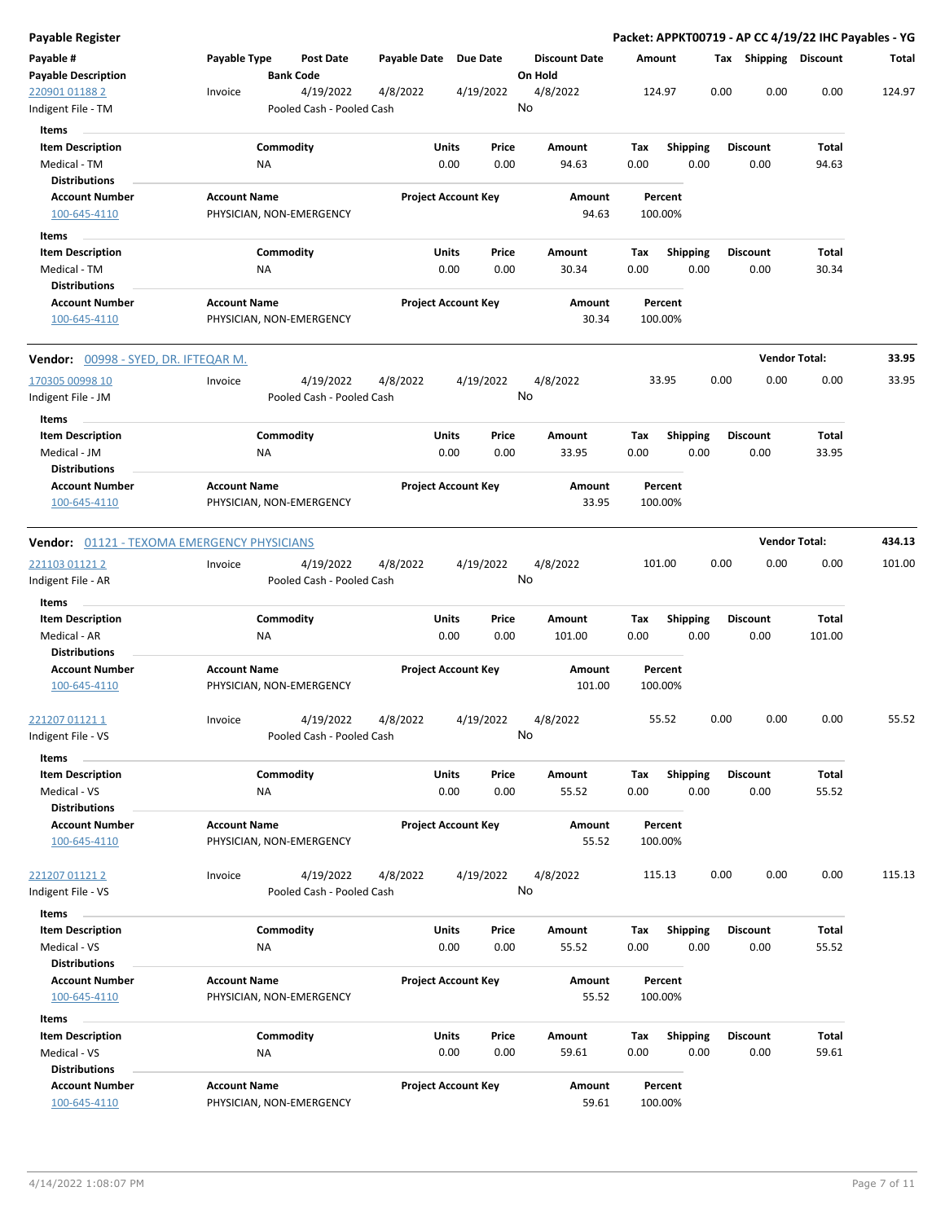**Payable Register** — **Packet: APPKT00719 - AP CC 4/19/22 IHC Payables - YG**

| Payable # / Payable Description | Payable Type | Post Date / Bank Code | Payable Date | Due Date | Discount Date / On Hold | Amount | Tax | Shipping | Discount | Total |
|---|---|---|---|---|---|---|---|---|---|---|
| 220901 01188 2 / Indigent File - TM | Invoice | 4/19/2022 / Pooled Cash - Pooled Cash | 4/8/2022 | 4/19/2022 | 4/8/2022 / No | 124.97 | 0.00 | 0.00 | 0.00 | 124.97 |

Items

| Item Description | Commodity | Units | Price | Amount | Tax | Shipping | Discount | Total |
|---|---|---|---|---|---|---|---|---|
| Medical - TM | NA | 0.00 | 0.00 | 94.63 | 0.00 | 0.00 | 0.00 | 94.63 |

Distributions

| Account Number | Account Name | Project Account Key | Amount | Percent |
|---|---|---|---|---|
| 100-645-4110 | PHYSICIAN, NON-EMERGENCY | | 94.63 | 100.00% |

Items

| Item Description | Commodity | Units | Price | Amount | Tax | Shipping | Discount | Total |
|---|---|---|---|---|---|---|---|---|
| Medical - TM | NA | 0.00 | 0.00 | 30.34 | 0.00 | 0.00 | 0.00 | 30.34 |

Distributions

| Account Number | Account Name | Project Account Key | Amount | Percent |
|---|---|---|---|---|
| 100-645-4110 | PHYSICIAN, NON-EMERGENCY | | 30.34 | 100.00% |

## Vendor: 00998 - SYED, DR. IFTEQAR M. — Vendor Total: 33.95

| Payable # / Payable Description | Payable Type | Post Date / Bank Code | Payable Date | Due Date | Discount Date / On Hold | Amount | Tax | Shipping | Discount | Total |
|---|---|---|---|---|---|---|---|---|---|---|
| 170305 00998 10 / Indigent File - JM | Invoice | 4/19/2022 / Pooled Cash - Pooled Cash | 4/8/2022 | 4/19/2022 | 4/8/2022 / No | 33.95 | 0.00 | 0.00 | 0.00 | 33.95 |

Items

| Item Description | Commodity | Units | Price | Amount | Tax | Shipping | Discount | Total |
|---|---|---|---|---|---|---|---|---|
| Medical - JM | NA | 0.00 | 0.00 | 33.95 | 0.00 | 0.00 | 0.00 | 33.95 |

Distributions

| Account Number | Account Name | Project Account Key | Amount | Percent |
|---|---|---|---|---|
| 100-645-4110 | PHYSICIAN, NON-EMERGENCY | | 33.95 | 100.00% |

## Vendor: 01121 - TEXOMA EMERGENCY PHYSICIANS — Vendor Total: 434.13

| Payable # / Payable Description | Payable Type | Post Date / Bank Code | Payable Date | Due Date | Discount Date / On Hold | Amount | Tax | Shipping | Discount | Total |
|---|---|---|---|---|---|---|---|---|---|---|
| 221103 01121 2 / Indigent File - AR | Invoice | 4/19/2022 / Pooled Cash - Pooled Cash | 4/8/2022 | 4/19/2022 | 4/8/2022 / No | 101.00 | 0.00 | 0.00 | 0.00 | 101.00 |

Items

| Item Description | Commodity | Units | Price | Amount | Tax | Shipping | Discount | Total |
|---|---|---|---|---|---|---|---|---|
| Medical - AR | NA | 0.00 | 0.00 | 101.00 | 0.00 | 0.00 | 0.00 | 101.00 |

Distributions

| Account Number | Account Name | Project Account Key | Amount | Percent |
|---|---|---|---|---|
| 100-645-4110 | PHYSICIAN, NON-EMERGENCY | | 101.00 | 100.00% |

| Payable # / Payable Description | Payable Type | Post Date / Bank Code | Payable Date | Due Date | Discount Date / On Hold | Amount | Tax | Shipping | Discount | Total |
|---|---|---|---|---|---|---|---|---|---|---|
| 221207 01121 1 / Indigent File - VS | Invoice | 4/19/2022 / Pooled Cash - Pooled Cash | 4/8/2022 | 4/19/2022 | 4/8/2022 / No | 55.52 | 0.00 | 0.00 | 0.00 | 55.52 |

Items

| Item Description | Commodity | Units | Price | Amount | Tax | Shipping | Discount | Total |
|---|---|---|---|---|---|---|---|---|
| Medical - VS | NA | 0.00 | 0.00 | 55.52 | 0.00 | 0.00 | 0.00 | 55.52 |

Distributions

| Account Number | Account Name | Project Account Key | Amount | Percent |
|---|---|---|---|---|
| 100-645-4110 | PHYSICIAN, NON-EMERGENCY | | 55.52 | 100.00% |

| Payable # / Payable Description | Payable Type | Post Date / Bank Code | Payable Date | Due Date | Discount Date / On Hold | Amount | Tax | Shipping | Discount | Total |
|---|---|---|---|---|---|---|---|---|---|---|
| 221207 01121 2 / Indigent File - VS | Invoice | 4/19/2022 / Pooled Cash - Pooled Cash | 4/8/2022 | 4/19/2022 | 4/8/2022 / No | 115.13 | 0.00 | 0.00 | 0.00 | 115.13 |

Items

| Item Description | Commodity | Units | Price | Amount | Tax | Shipping | Discount | Total |
|---|---|---|---|---|---|---|---|---|
| Medical - VS | NA | 0.00 | 0.00 | 55.52 | 0.00 | 0.00 | 0.00 | 55.52 |

Distributions

| Account Number | Account Name | Project Account Key | Amount | Percent |
|---|---|---|---|---|
| 100-645-4110 | PHYSICIAN, NON-EMERGENCY | | 55.52 | 100.00% |

Items

| Item Description | Commodity | Units | Price | Amount | Tax | Shipping | Discount | Total |
|---|---|---|---|---|---|---|---|---|
| Medical - VS | NA | 0.00 | 0.00 | 59.61 | 0.00 | 0.00 | 0.00 | 59.61 |

Distributions

| Account Number | Account Name | Project Account Key | Amount | Percent |
|---|---|---|---|---|
| 100-645-4110 | PHYSICIAN, NON-EMERGENCY | | 59.61 | 100.00% |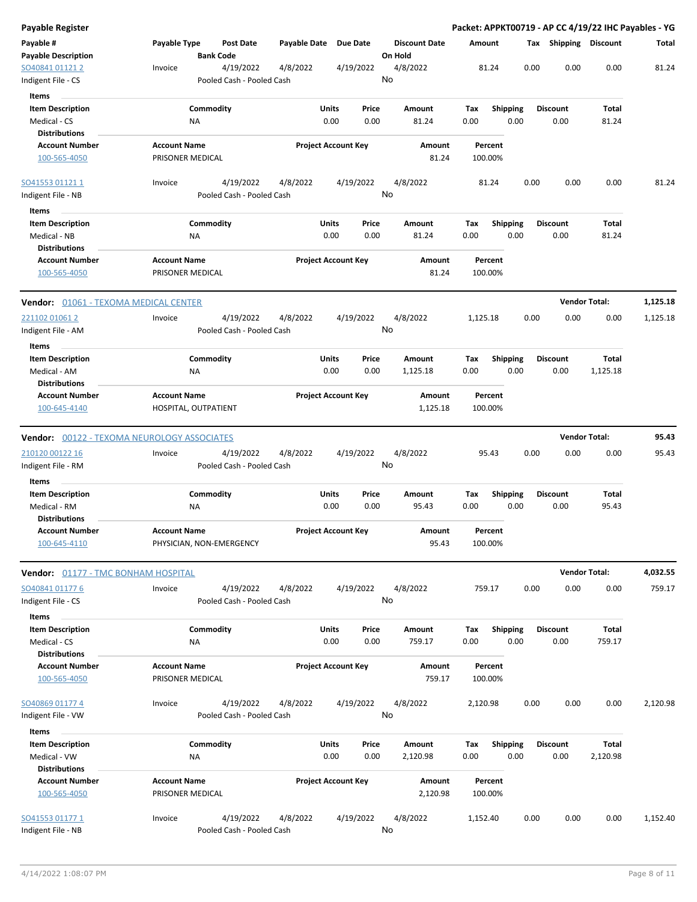| Payable # | Payable Type | Post Date | Payable Date | Due Date | Discount Date | Amount | Tax | Shipping | Discount | Total |
|---|---|---|---|---|---|---|---|---|---|---|
| **Payable Description** | | **Bank Code** | | | **On Hold** | | | | | |

SO40841 01121 2 | Invoice | 4/19/2022 | 4/8/2022 | 4/19/2022 | 4/8/2022 | 81.24 | 0.00 | 0.00 | 0.00 | 81.24
Indigent File - CS | Pooled Cash - Pooled Cash | On Hold: No

**Items**

| Item Description | Commodity | Units | Price | Amount | Tax | Shipping | Discount | Total |
|---|---|---|---|---|---|---|---|---|
| Medical - CS | NA | 0.00 | 0.00 | 81.24 | 0.00 | 0.00 | 0.00 | 81.24 |

**Distributions**

| Account Number | Account Name | Project Account Key | Amount | Percent |
|---|---|---|---|---|
| 100-565-4050 | PRISONER MEDICAL | | 81.24 | 100.00% |

SO41553 01121 1 | Invoice | 4/19/2022 | 4/8/2022 | 4/19/2022 | 4/8/2022 | 81.24 | 0.00 | 0.00 | 0.00 | 81.24
Indigent File - NB | Pooled Cash - Pooled Cash | On Hold: No

**Items**

| Item Description | Commodity | Units | Price | Amount | Tax | Shipping | Discount | Total |
|---|---|---|---|---|---|---|---|---|
| Medical - NB | NA | 0.00 | 0.00 | 81.24 | 0.00 | 0.00 | 0.00 | 81.24 |

**Distributions**

| Account Number | Account Name | Project Account Key | Amount | Percent |
|---|---|---|---|---|
| 100-565-4050 | PRISONER MEDICAL | | 81.24 | 100.00% |

## Vendor: 01061 - TEXOMA MEDICAL CENTER — Vendor Total: 1,125.18

221102 01061 2 | Invoice | 4/19/2022 | 4/8/2022 | 4/19/2022 | 4/8/2022 | 1,125.18 | 0.00 | 0.00 | 0.00 | 1,125.18
Indigent File - AM | Pooled Cash - Pooled Cash | On Hold: No

**Items**

| Item Description | Commodity | Units | Price | Amount | Tax | Shipping | Discount | Total |
|---|---|---|---|---|---|---|---|---|
| Medical - AM | NA | 0.00 | 0.00 | 1,125.18 | 0.00 | 0.00 | 0.00 | 1,125.18 |

**Distributions**

| Account Number | Account Name | Project Account Key | Amount | Percent |
|---|---|---|---|---|
| 100-645-4140 | HOSPITAL, OUTPATIENT | | 1,125.18 | 100.00% |

## Vendor: 00122 - TEXOMA NEUROLOGY ASSOCIATES — Vendor Total: 95.43

210120 00122 16 | Invoice | 4/19/2022 | 4/8/2022 | 4/19/2022 | 4/8/2022 | 95.43 | 0.00 | 0.00 | 0.00 | 95.43
Indigent File - RM | Pooled Cash - Pooled Cash | On Hold: No

**Items**

| Item Description | Commodity | Units | Price | Amount | Tax | Shipping | Discount | Total |
|---|---|---|---|---|---|---|---|---|
| Medical - RM | NA | 0.00 | 0.00 | 95.43 | 0.00 | 0.00 | 0.00 | 95.43 |

**Distributions**

| Account Number | Account Name | Project Account Key | Amount | Percent |
|---|---|---|---|---|
| 100-645-4110 | PHYSICIAN, NON-EMERGENCY | | 95.43 | 100.00% |

## Vendor: 01177 - TMC BONHAM HOSPITAL — Vendor Total: 4,032.55

SO40841 01177 6 | Invoice | 4/19/2022 | 4/8/2022 | 4/19/2022 | 4/8/2022 | 759.17 | 0.00 | 0.00 | 0.00 | 759.17
Indigent File - CS | Pooled Cash - Pooled Cash | On Hold: No

**Items**

| Item Description | Commodity | Units | Price | Amount | Tax | Shipping | Discount | Total |
|---|---|---|---|---|---|---|---|---|
| Medical - CS | NA | 0.00 | 0.00 | 759.17 | 0.00 | 0.00 | 0.00 | 759.17 |

**Distributions**

| Account Number | Account Name | Project Account Key | Amount | Percent |
|---|---|---|---|---|
| 100-565-4050 | PRISONER MEDICAL | | 759.17 | 100.00% |

SO40869 01177 4 | Invoice | 4/19/2022 | 4/8/2022 | 4/19/2022 | 4/8/2022 | 2,120.98 | 0.00 | 0.00 | 0.00 | 2,120.98
Indigent File - VW | Pooled Cash - Pooled Cash | On Hold: No

**Items**

| Item Description | Commodity | Units | Price | Amount | Tax | Shipping | Discount | Total |
|---|---|---|---|---|---|---|---|---|
| Medical - VW | NA | 0.00 | 0.00 | 2,120.98 | 0.00 | 0.00 | 0.00 | 2,120.98 |

**Distributions**

| Account Number | Account Name | Project Account Key | Amount | Percent |
|---|---|---|---|---|
| 100-565-4050 | PRISONER MEDICAL | | 2,120.98 | 100.00% |

SO41553 01177 1 | Invoice | 4/19/2022 | 4/8/2022 | 4/19/2022 | 4/8/2022 | 1,152.40 | 0.00 | 0.00 | 0.00 | 1,152.40
Indigent File - NB | Pooled Cash - Pooled Cash | On Hold: No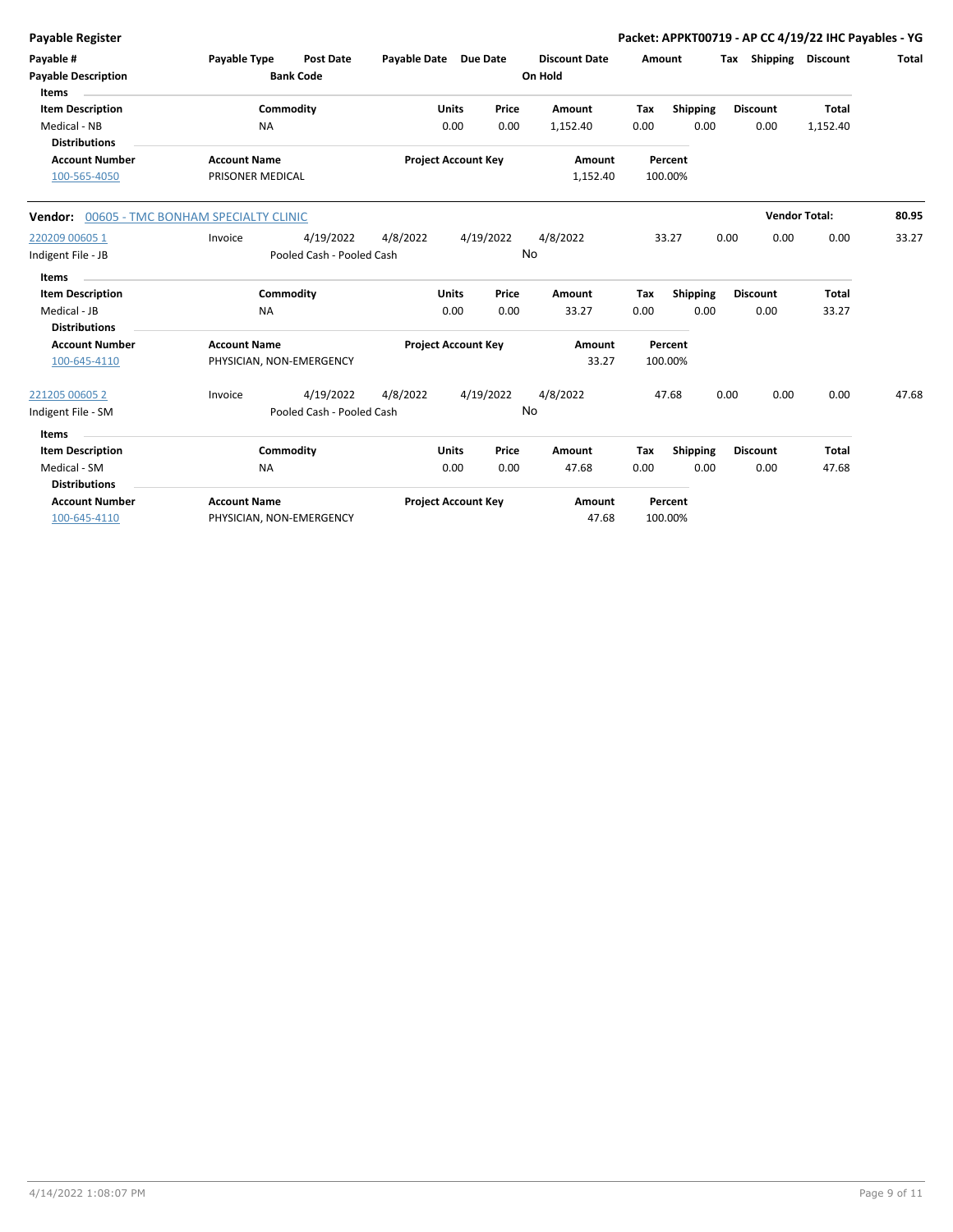| Payable # | Payable Type | Post Date | Payable Date | Due Date | Discount Date | Amount | Tax | Shipping | Discount | Total |
|---|---|---|---|---|---|---|---|---|---|---|
| Payable Description | | Bank Code | | | On Hold | | | | | |

**Items**

| Item Description | Commodity | Units | Price | Amount | Tax | Shipping | Discount | Total |
|---|---|---|---|---|---|---|---|---|
| Medical - NB | NA | 0.00 | 0.00 | 1,152.40 | 0.00 | 0.00 | 0.00 | 1,152.40 |

**Distributions**

| Account Number | Account Name | Project Account Key | Amount | Percent |
|---|---|---|---|---|
| 100-565-4050 | PRISONER MEDICAL | | 1,152.40 | 100.00% |

**Vendor:** 00605 - TMC BONHAM SPECIALTY CLINIC — **Vendor Total:** 80.95

| Payable # | Payable Type | Post Date | Payable Date | Due Date | Discount Date | Amount | Tax | Shipping | Discount | Total |
|---|---|---|---|---|---|---|---|---|---|---|
| 220209 00605 1 | Invoice | 4/19/2022 | 4/8/2022 | 4/19/2022 | 4/8/2022 | 33.27 | 0.00 | 0.00 | 0.00 | 33.27 |
| Indigent File - JB | | Pooled Cash - Pooled Cash | | | No | | | | | |

**Items**

| Item Description | Commodity | Units | Price | Amount | Tax | Shipping | Discount | Total |
|---|---|---|---|---|---|---|---|---|
| Medical - JB | NA | 0.00 | 0.00 | 33.27 | 0.00 | 0.00 | 0.00 | 33.27 |

**Distributions**

| Account Number | Account Name | Project Account Key | Amount | Percent |
|---|---|---|---|---|
| 100-645-4110 | PHYSICIAN, NON-EMERGENCY | | 33.27 | 100.00% |

| Payable # | Payable Type | Post Date | Payable Date | Due Date | Discount Date | Amount | Tax | Shipping | Discount | Total |
|---|---|---|---|---|---|---|---|---|---|---|
| 221205 00605 2 | Invoice | 4/19/2022 | 4/8/2022 | 4/19/2022 | 4/8/2022 | 47.68 | 0.00 | 0.00 | 0.00 | 47.68 |
| Indigent File - SM | | Pooled Cash - Pooled Cash | | | No | | | | | |

**Items**

| Item Description | Commodity | Units | Price | Amount | Tax | Shipping | Discount | Total |
|---|---|---|---|---|---|---|---|---|
| Medical - SM | NA | 0.00 | 0.00 | 47.68 | 0.00 | 0.00 | 0.00 | 47.68 |

**Distributions**

| Account Number | Account Name | Project Account Key | Amount | Percent |
|---|---|---|---|---|
| 100-645-4110 | PHYSICIAN, NON-EMERGENCY | | 47.68 | 100.00% |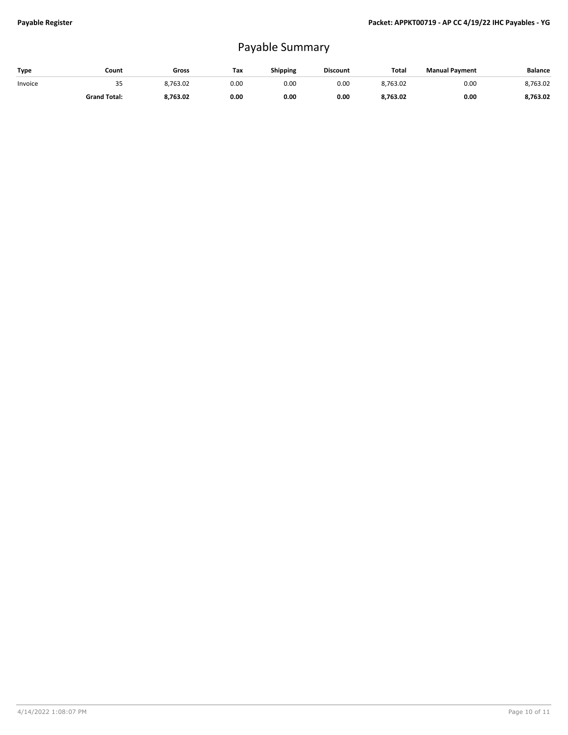# Payable Summary

| Type | Count | Gross | Tax | Shipping | Discount | Total | Manual Payment | Balance |
|---|---|---|---|---|---|---|---|---|
| Invoice | 35 | 8,763.02 | 0.00 | 0.00 | 0.00 | 8,763.02 | 0.00 | 8,763.02 |
| | **Grand Total:** | **8,763.02** | **0.00** | **0.00** | **0.00** | **8,763.02** | **0.00** | **8,763.02** |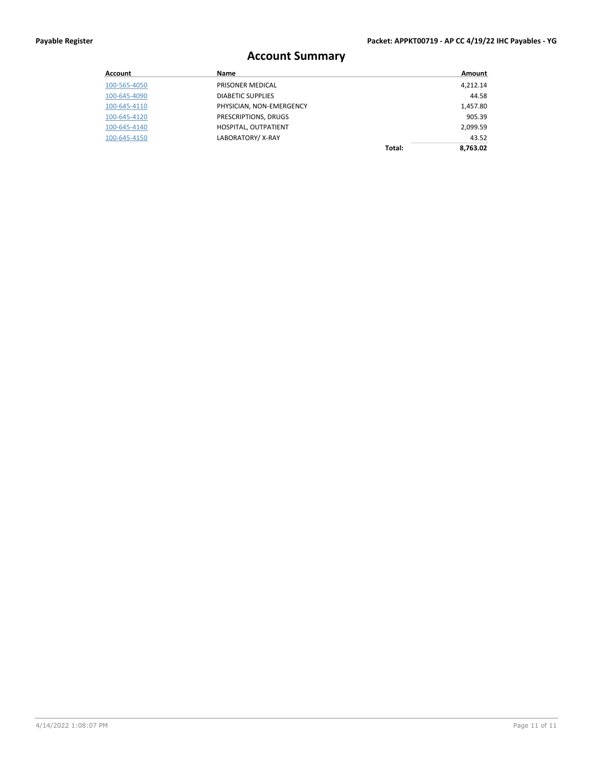Payable Register

Packet: APPKT00719 - AP CC 4/19/22 IHC Payables - YG

# Account Summary

| Account | Name | | Amount |
| --- | --- | --- | --- |
| 100-565-4050 | PRISONER MEDICAL | | 4,212.14 |
| 100-645-4090 | DIABETIC SUPPLIES | | 44.58 |
| 100-645-4110 | PHYSICIAN, NON-EMERGENCY | | 1,457.80 |
| 100-645-4120 | PRESCRIPTIONS, DRUGS | | 905.39 |
| 100-645-4140 | HOSPITAL, OUTPATIENT | | 2,099.59 |
| 100-645-4150 | LABORATORY/ X-RAY | | 43.52 |
| | | **Total:** | **8,763.02** |

4/14/2022 1:08:07 PM